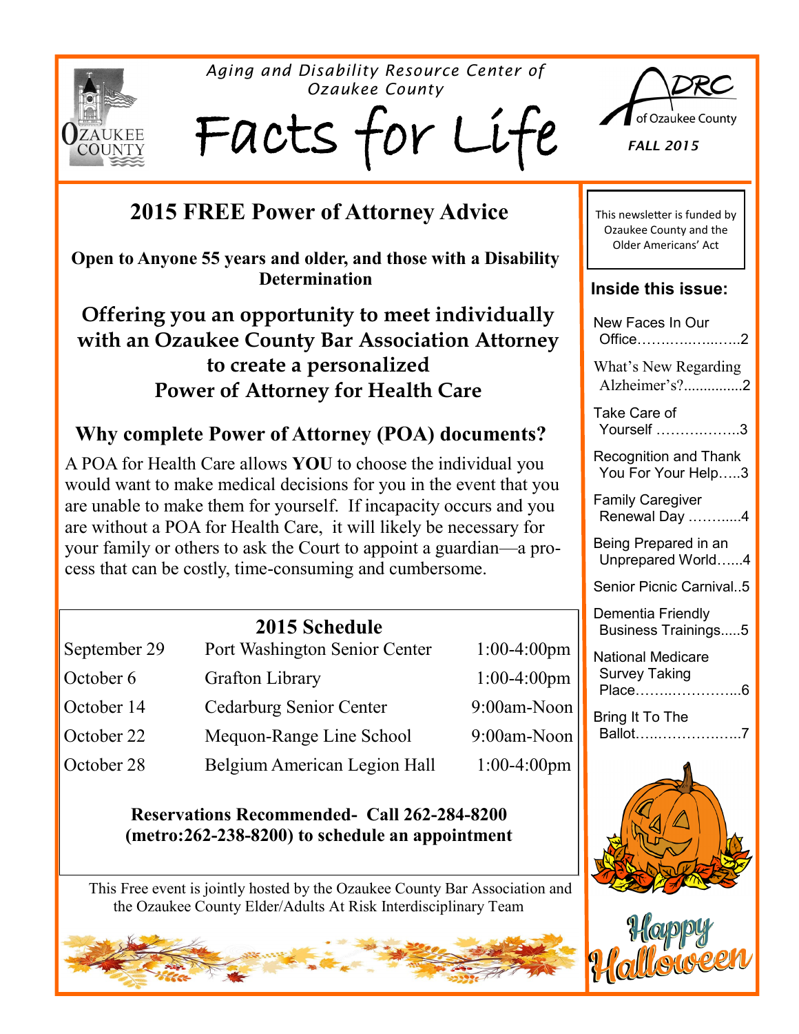*Aging and Disability Resource Center of Ozaukee County*

# Facts for Life

ADRC of Ozaukee County

*FALL 2015*

## 2015 FREE Power of Attorney Advice

**Open to Anyone 55 years and older, and those with a Disability Determination**

**Offering you an opportunity to meet individually with an Ozaukee County Bar Association Attorney to create a personalized Power of Attorney for Health Care**

### Why complete Power of Attorney (POA) documents?

A POA for Health Care allows **YOU** to choose the individual you would want to make medical decisions for you in the event that you are unable to make them for yourself. If incapacity occurs and you are without a POA for Health Care, it will likely be necessary for your family or others to ask the Court to appoint a guardian—a process that can be costly, time-consuming and cumbersome.

### 2015 Schedule

| | | |
|---|---|---|
| September 29 | Port Washington Senior Center | 1:00-4:00pm |
| October 6 | Grafton Library | 1:00-4:00pm |
| October 14 | Cedarburg Senior Center | 9:00am-Noon |
| October 22 | Mequon-Range Line School | 9:00am-Noon |
| October 28 | Belgium American Legion Hall | 1:00-4:00pm |

**Reservations Recommended- Call 262-284-8200 (metro:262-238-8200) to schedule an appointment**

This Free event is jointly hosted by the Ozaukee County Bar Association and the Ozaukee County Elder/Adults At Risk Interdisciplinary Team

This newsletter is funded by Ozaukee County and the Older Americans' Act

### Inside this issue:

- New Faces In Our Office……………………2
- What's New Regarding Alzheimer's?...............2
- Take Care of Yourself ……………….3
- Recognition and Thank You For Your Help…..3
- Family Caregiver Renewal Day ………...4
- Being Prepared in an Unprepared World…...4
- Senior Picnic Carnival..5
- Dementia Friendly Business Trainings.....5
- National Medicare Survey Taking Place……………………..6
- Bring It To The Ballot……………………7

Happy Halloween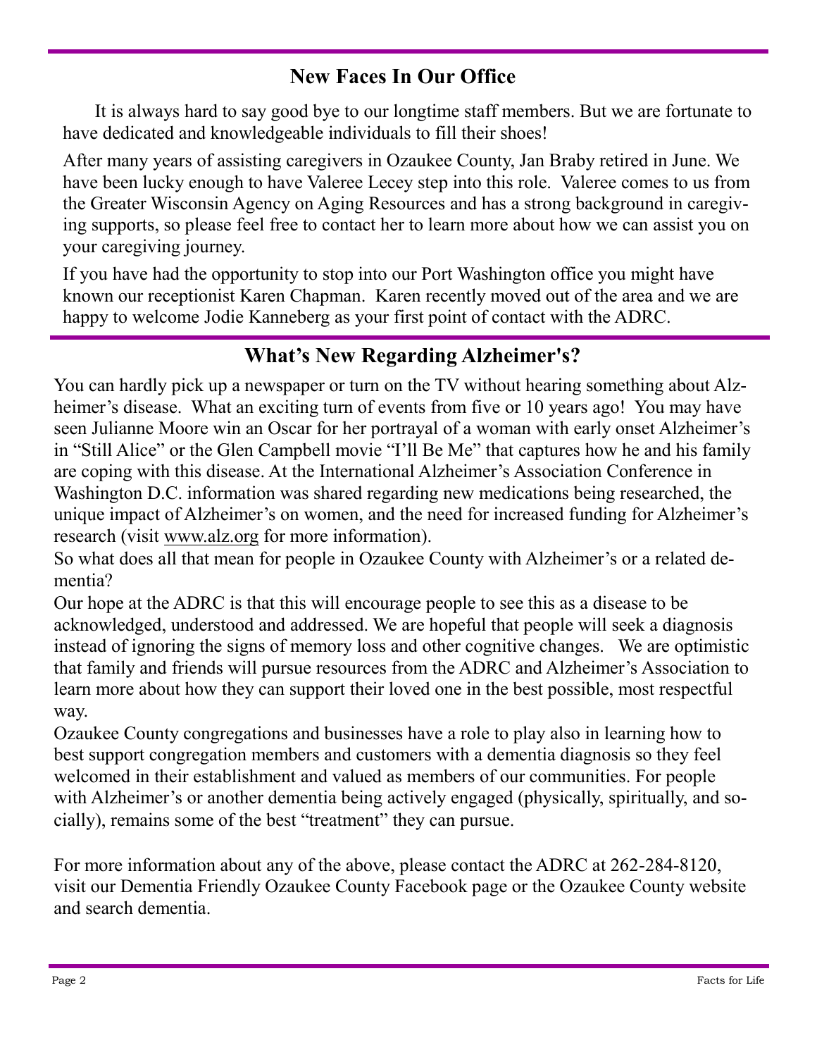## New Faces In Our Office

It is always hard to say good bye to our longtime staff members. But we are fortunate to have dedicated and knowledgeable individuals to fill their shoes!

After many years of assisting caregivers in Ozaukee County, Jan Braby retired in June. We have been lucky enough to have Valeree Lecey step into this role. Valeree comes to us from the Greater Wisconsin Agency on Aging Resources and has a strong background in caregiving supports, so please feel free to contact her to learn more about how we can assist you on your caregiving journey.

If you have had the opportunity to stop into our Port Washington office you might have known our receptionist Karen Chapman. Karen recently moved out of the area and we are happy to welcome Jodie Kanneberg as your first point of contact with the ADRC.

## What's New Regarding Alzheimer's?

You can hardly pick up a newspaper or turn on the TV without hearing something about Alzheimer's disease. What an exciting turn of events from five or 10 years ago! You may have seen Julianne Moore win an Oscar for her portrayal of a woman with early onset Alzheimer's in "Still Alice" or the Glen Campbell movie "I'll Be Me" that captures how he and his family are coping with this disease. At the International Alzheimer's Association Conference in Washington D.C. information was shared regarding new medications being researched, the unique impact of Alzheimer's on women, and the need for increased funding for Alzheimer's research (visit www.alz.org for more information).

So what does all that mean for people in Ozaukee County with Alzheimer's or a related dementia?

Our hope at the ADRC is that this will encourage people to see this as a disease to be acknowledged, understood and addressed. We are hopeful that people will seek a diagnosis instead of ignoring the signs of memory loss and other cognitive changes. We are optimistic that family and friends will pursue resources from the ADRC and Alzheimer's Association to learn more about how they can support their loved one in the best possible, most respectful way.

Ozaukee County congregations and businesses have a role to play also in learning how to best support congregation members and customers with a dementia diagnosis so they feel welcomed in their establishment and valued as members of our communities. For people with Alzheimer's or another dementia being actively engaged (physically, spiritually, and socially), remains some of the best "treatment" they can pursue.

For more information about any of the above, please contact the ADRC at 262-284-8120, visit our Dementia Friendly Ozaukee County Facebook page or the Ozaukee County website and search dementia.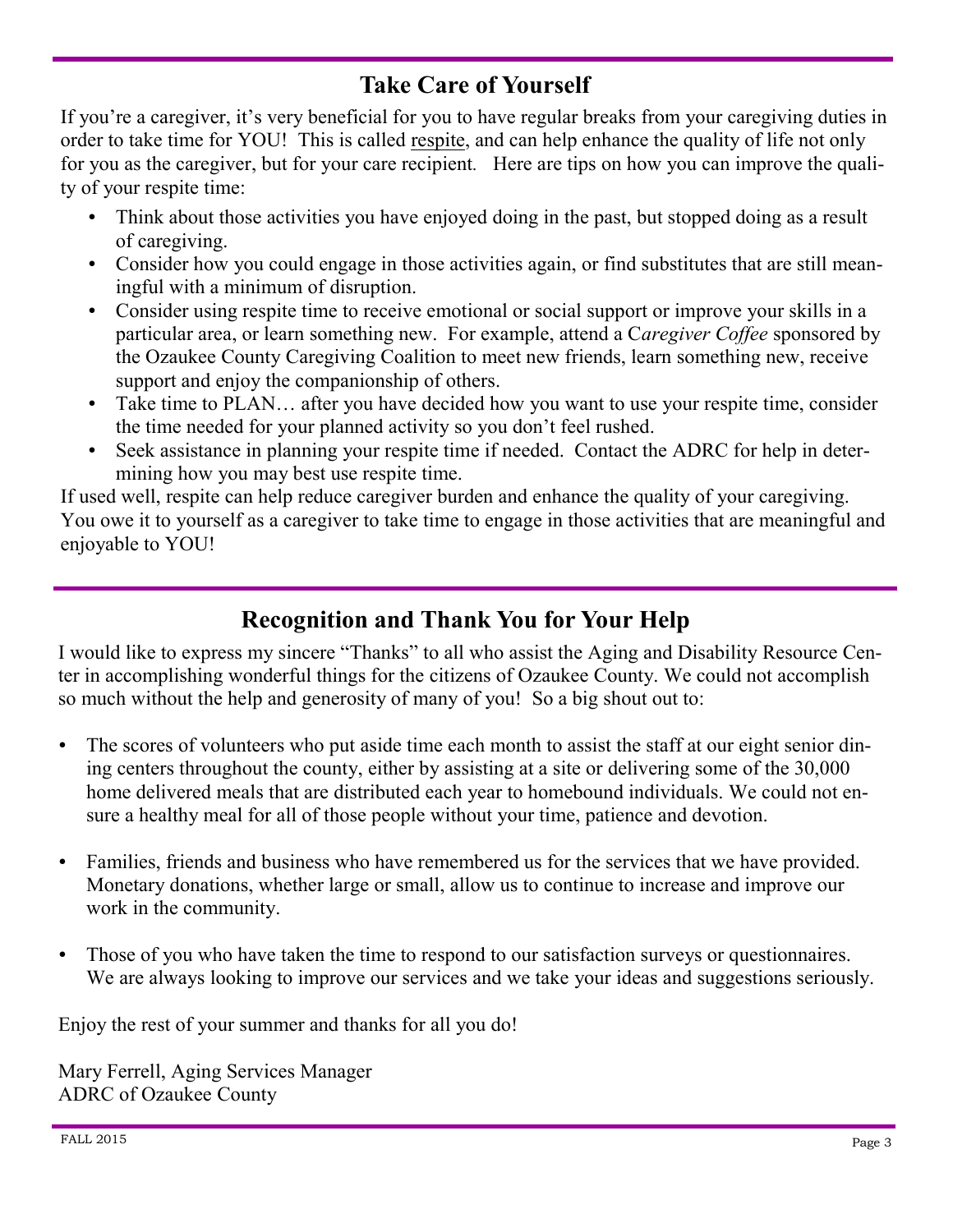## Take Care of Yourself

If you're a caregiver, it's very beneficial for you to have regular breaks from your caregiving duties in order to take time for YOU! This is called respite, and can help enhance the quality of life not only for you as the caregiver, but for your care recipient. Here are tips on how you can improve the quality of your respite time:

- Think about those activities you have enjoyed doing in the past, but stopped doing as a result of caregiving.
- Consider how you could engage in those activities again, or find substitutes that are still meaningful with a minimum of disruption.
- Consider using respite time to receive emotional or social support or improve your skills in a particular area, or learn something new. For example, attend a C*aregiver Coffee* sponsored by the Ozaukee County Caregiving Coalition to meet new friends, learn something new, receive support and enjoy the companionship of others.
- Take time to PLAN… after you have decided how you want to use your respite time, consider the time needed for your planned activity so you don't feel rushed.
- Seek assistance in planning your respite time if needed. Contact the ADRC for help in determining how you may best use respite time.

If used well, respite can help reduce caregiver burden and enhance the quality of your caregiving. You owe it to yourself as a caregiver to take time to engage in those activities that are meaningful and enjoyable to YOU!

## Recognition and Thank You for Your Help

I would like to express my sincere "Thanks" to all who assist the Aging and Disability Resource Center in accomplishing wonderful things for the citizens of Ozaukee County. We could not accomplish so much without the help and generosity of many of you! So a big shout out to:

- The scores of volunteers who put aside time each month to assist the staff at our eight senior dining centers throughout the county, either by assisting at a site or delivering some of the 30,000 home delivered meals that are distributed each year to homebound individuals. We could not ensure a healthy meal for all of those people without your time, patience and devotion.

- Families, friends and business who have remembered us for the services that we have provided. Monetary donations, whether large or small, allow us to continue to increase and improve our work in the community.

- Those of you who have taken the time to respond to our satisfaction surveys or questionnaires. We are always looking to improve our services and we take your ideas and suggestions seriously.

Enjoy the rest of your summer and thanks for all you do!

Mary Ferrell, Aging Services Manager
ADRC of Ozaukee County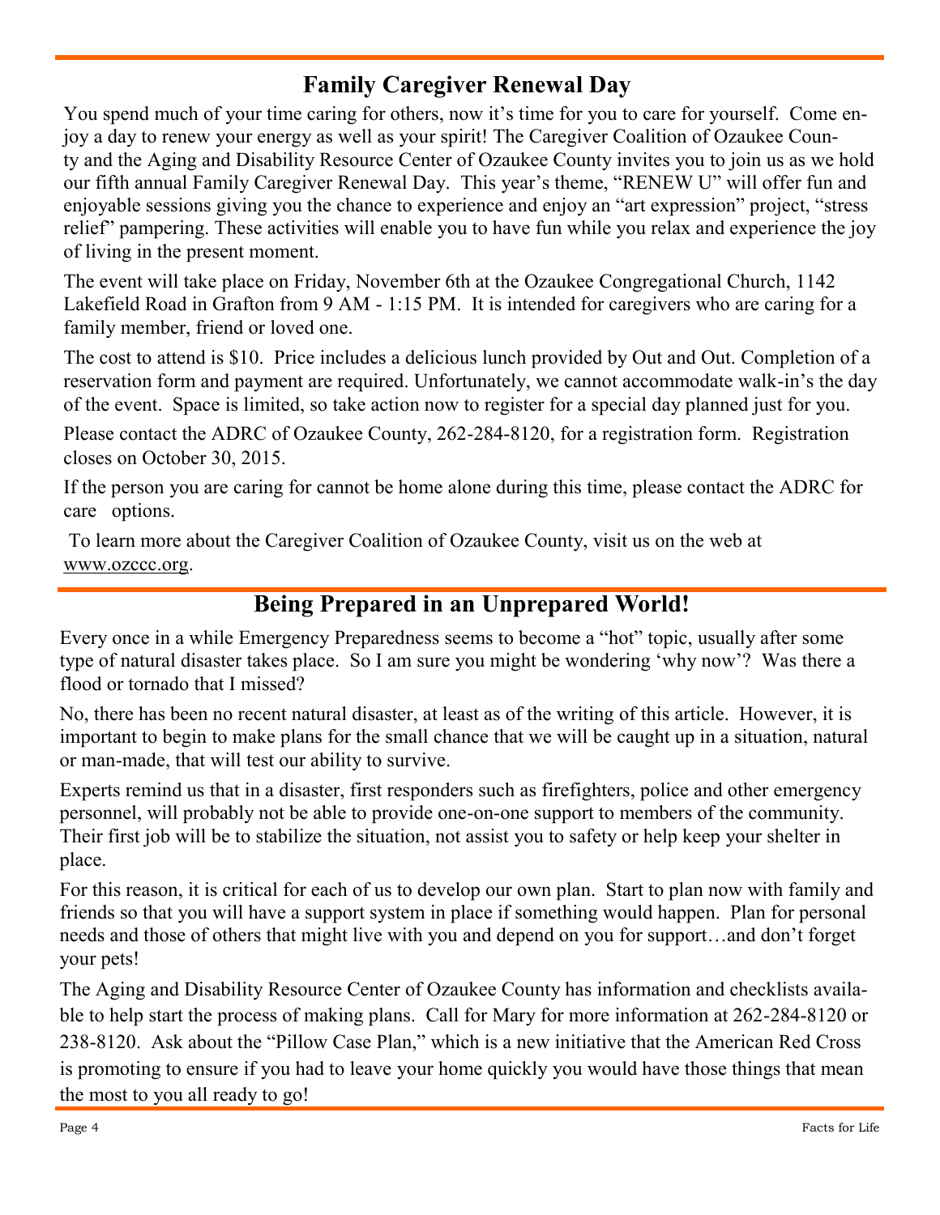## Family Caregiver Renewal Day

You spend much of your time caring for others, now it's time for you to care for yourself. Come enjoy a day to renew your energy as well as your spirit! The Caregiver Coalition of Ozaukee County and the Aging and Disability Resource Center of Ozaukee County invites you to join us as we hold our fifth annual Family Caregiver Renewal Day. This year's theme, "RENEW U" will offer fun and enjoyable sessions giving you the chance to experience and enjoy an "art expression" project, "stress relief" pampering. These activities will enable you to have fun while you relax and experience the joy of living in the present moment.

The event will take place on Friday, November 6th at the Ozaukee Congregational Church, 1142 Lakefield Road in Grafton from 9 AM - 1:15 PM. It is intended for caregivers who are caring for a family member, friend or loved one.

The cost to attend is $10. Price includes a delicious lunch provided by Out and Out. Completion of a reservation form and payment are required. Unfortunately, we cannot accommodate walk-in's the day of the event. Space is limited, so take action now to register for a special day planned just for you.

Please contact the ADRC of Ozaukee County, 262-284-8120, for a registration form. Registration closes on October 30, 2015.

If the person you are caring for cannot be home alone during this time, please contact the ADRC for care options.

To learn more about the Caregiver Coalition of Ozaukee County, visit us on the web at www.ozccc.org.

## Being Prepared in an Unprepared World!

Every once in a while Emergency Preparedness seems to become a "hot" topic, usually after some type of natural disaster takes place. So I am sure you might be wondering 'why now'? Was there a flood or tornado that I missed?

No, there has been no recent natural disaster, at least as of the writing of this article. However, it is important to begin to make plans for the small chance that we will be caught up in a situation, natural or man-made, that will test our ability to survive.

Experts remind us that in a disaster, first responders such as firefighters, police and other emergency personnel, will probably not be able to provide one-on-one support to members of the community. Their first job will be to stabilize the situation, not assist you to safety or help keep your shelter in place.

For this reason, it is critical for each of us to develop our own plan. Start to plan now with family and friends so that you will have a support system in place if something would happen. Plan for personal needs and those of others that might live with you and depend on you for support…and don't forget your pets!

The Aging and Disability Resource Center of Ozaukee County has information and checklists available to help start the process of making plans. Call for Mary for more information at 262-284-8120 or 238-8120. Ask about the "Pillow Case Plan," which is a new initiative that the American Red Cross is promoting to ensure if you had to leave your home quickly you would have those things that mean the most to you all ready to go!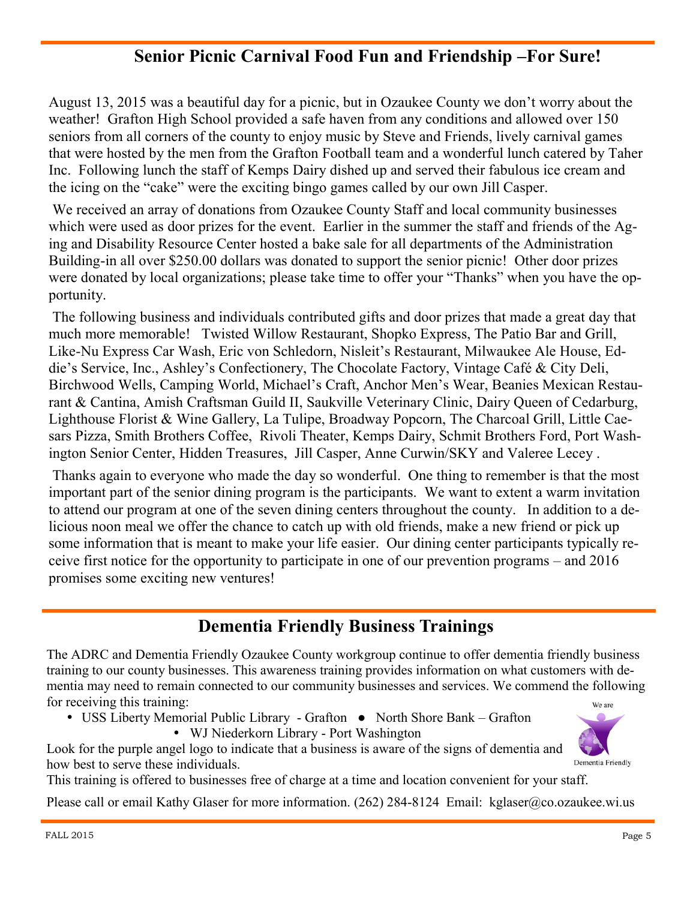## Senior Picnic Carnival Food Fun and Friendship –For Sure!

August 13, 2015 was a beautiful day for a picnic, but in Ozaukee County we don't worry about the weather! Grafton High School provided a safe haven from any conditions and allowed over 150 seniors from all corners of the county to enjoy music by Steve and Friends, lively carnival games that were hosted by the men from the Grafton Football team and a wonderful lunch catered by Taher Inc. Following lunch the staff of Kemps Dairy dished up and served their fabulous ice cream and the icing on the "cake" were the exciting bingo games called by our own Jill Casper.

We received an array of donations from Ozaukee County Staff and local community businesses which were used as door prizes for the event. Earlier in the summer the staff and friends of the Aging and Disability Resource Center hosted a bake sale for all departments of the Administration Building-in all over $250.00 dollars was donated to support the senior picnic! Other door prizes were donated by local organizations; please take time to offer your "Thanks" when you have the opportunity.

The following business and individuals contributed gifts and door prizes that made a great day that much more memorable! Twisted Willow Restaurant, Shopko Express, The Patio Bar and Grill, Like-Nu Express Car Wash, Eric von Schledorn, Nisleit's Restaurant, Milwaukee Ale House, Eddie's Service, Inc., Ashley's Confectionery, The Chocolate Factory, Vintage Café & City Deli, Birchwood Wells, Camping World, Michael's Craft, Anchor Men's Wear, Beanies Mexican Restaurant & Cantina, Amish Craftsman Guild II, Saukville Veterinary Clinic, Dairy Queen of Cedarburg, Lighthouse Florist & Wine Gallery, La Tulipe, Broadway Popcorn, The Charcoal Grill, Little Caesars Pizza, Smith Brothers Coffee, Rivoli Theater, Kemps Dairy, Schmit Brothers Ford, Port Washington Senior Center, Hidden Treasures, Jill Casper, Anne Curwin/SKY and Valeree Lecey .

Thanks again to everyone who made the day so wonderful. One thing to remember is that the most important part of the senior dining program is the participants. We want to extent a warm invitation to attend our program at one of the seven dining centers throughout the county. In addition to a delicious noon meal we offer the chance to catch up with old friends, make a new friend or pick up some information that is meant to make your life easier. Our dining center participants typically receive first notice for the opportunity to participate in one of our prevention programs – and 2016 promises some exciting new ventures!

## Dementia Friendly Business Trainings

The ADRC and Dementia Friendly Ozaukee County workgroup continue to offer dementia friendly business training to our county businesses. This awareness training provides information on what customers with dementia may need to remain connected to our community businesses and services. We commend the following for receiving this training:

- USS Liberty Memorial Public Library - Grafton
- North Shore Bank – Grafton
- WJ Niederkorn Library - Port Washington

We are

Dementia Friendly

Look for the purple angel logo to indicate that a business is aware of the signs of dementia and how best to serve these individuals.

This training is offered to businesses free of charge at a time and location convenient for your staff.

Please call or email Kathy Glaser for more information. (262) 284-8124 Email: kglaser@co.ozaukee.wi.us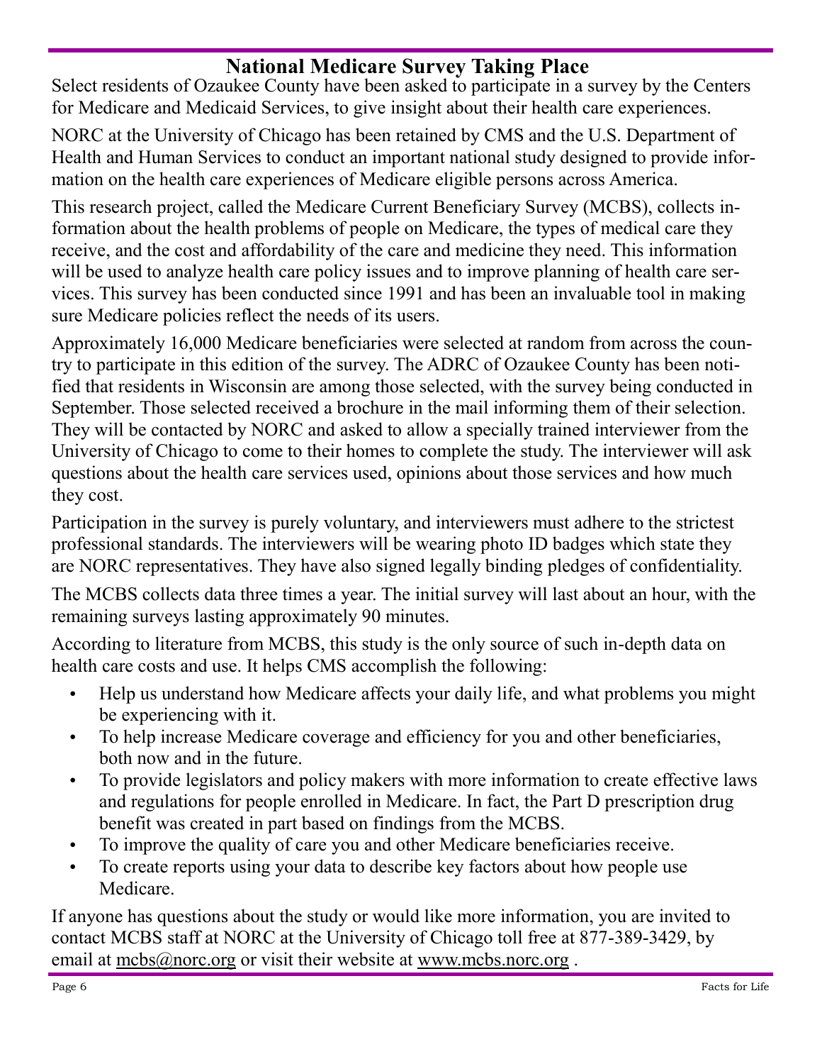## National Medicare Survey Taking Place

Select residents of Ozaukee County have been asked to participate in a survey by the Centers for Medicare and Medicaid Services, to give insight about their health care experiences.

NORC at the University of Chicago has been retained by CMS and the U.S. Department of Health and Human Services to conduct an important national study designed to provide information on the health care experiences of Medicare eligible persons across America.

This research project, called the Medicare Current Beneficiary Survey (MCBS), collects information about the health problems of people on Medicare, the types of medical care they receive, and the cost and affordability of the care and medicine they need. This information will be used to analyze health care policy issues and to improve planning of health care services. This survey has been conducted since 1991 and has been an invaluable tool in making sure Medicare policies reflect the needs of its users.

Approximately 16,000 Medicare beneficiaries were selected at random from across the country to participate in this edition of the survey. The ADRC of Ozaukee County has been notified that residents in Wisconsin are among those selected, with the survey being conducted in September. Those selected received a brochure in the mail informing them of their selection. They will be contacted by NORC and asked to allow a specially trained interviewer from the University of Chicago to come to their homes to complete the study. The interviewer will ask questions about the health care services used, opinions about those services and how much they cost.

Participation in the survey is purely voluntary, and interviewers must adhere to the strictest professional standards. The interviewers will be wearing photo ID badges which state they are NORC representatives. They have also signed legally binding pledges of confidentiality.

The MCBS collects data three times a year. The initial survey will last about an hour, with the remaining surveys lasting approximately 90 minutes.

According to literature from MCBS, this study is the only source of such in-depth data on health care costs and use. It helps CMS accomplish the following:

- Help us understand how Medicare affects your daily life, and what problems you might be experiencing with it.
- To help increase Medicare coverage and efficiency for you and other beneficiaries, both now and in the future.
- To provide legislators and policy makers with more information to create effective laws and regulations for people enrolled in Medicare. In fact, the Part D prescription drug benefit was created in part based on findings from the MCBS.
- To improve the quality of care you and other Medicare beneficiaries receive.
- To create reports using your data to describe key factors about how people use Medicare.

If anyone has questions about the study or would like more information, you are invited to contact MCBS staff at NORC at the University of Chicago toll free at 877-389-3429, by email at mcbs@norc.org or visit their website at www.mcbs.norc.org .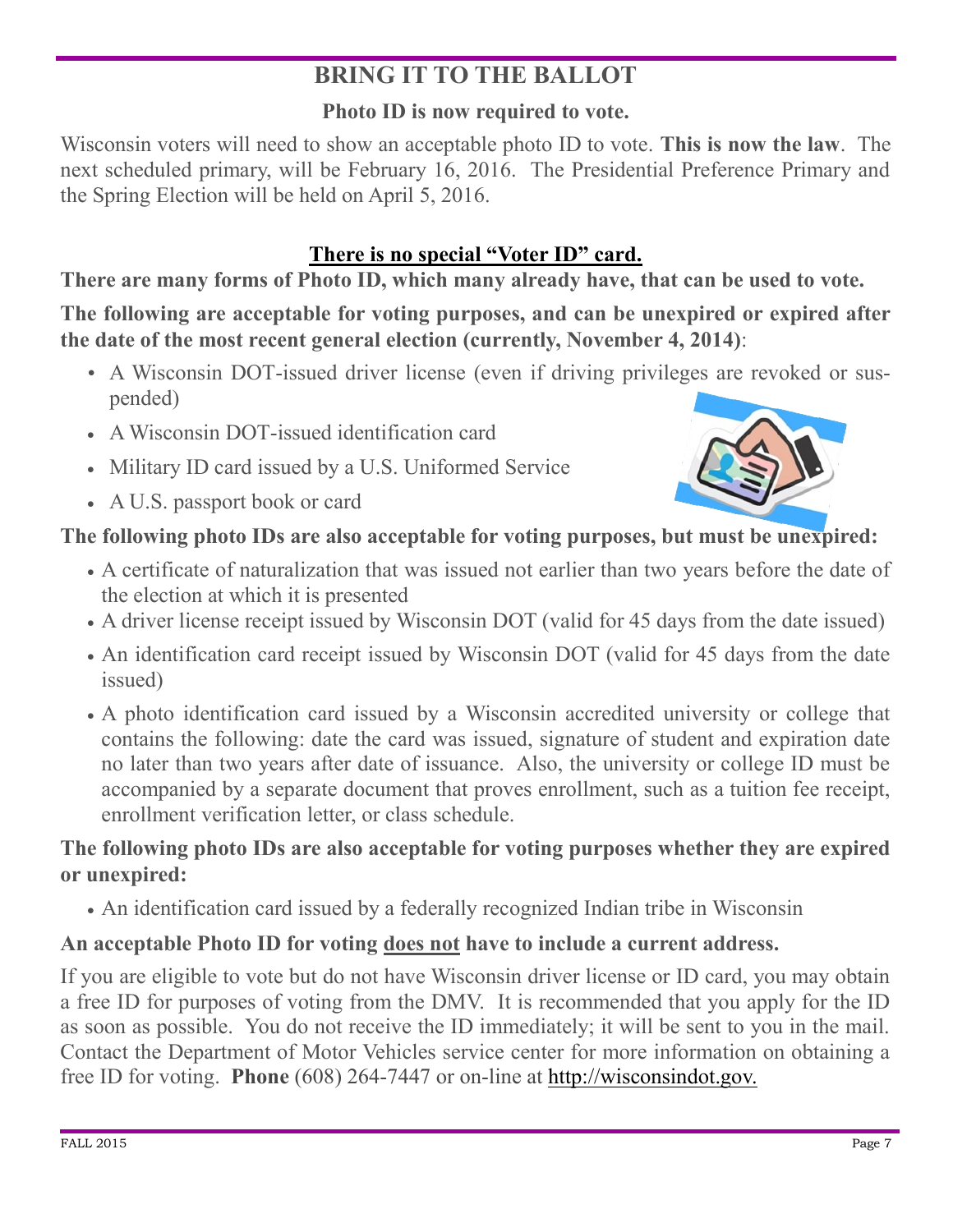# BRING IT TO THE BALLOT

**Photo ID is now required to vote.**

Wisconsin voters will need to show an acceptable photo ID to vote. **This is now the law**. The next scheduled primary, will be February 16, 2016. The Presidential Preference Primary and the Spring Election will be held on April 5, 2016.

## There is no special "Voter ID" card.

**There are many forms of Photo ID, which many already have, that can be used to vote.**

**The following are acceptable for voting purposes, and can be unexpired or expired after the date of the most recent general election (currently, November 4, 2014)**:

- A Wisconsin DOT-issued driver license (even if driving privileges are revoked or suspended)
- A Wisconsin DOT-issued identification card
- Military ID card issued by a U.S. Uniformed Service
- A U.S. passport book or card

**The following photo IDs are also acceptable for voting purposes, but must be unexpired:**

- A certificate of naturalization that was issued not earlier than two years before the date of the election at which it is presented
- A driver license receipt issued by Wisconsin DOT (valid for 45 days from the date issued)
- An identification card receipt issued by Wisconsin DOT (valid for 45 days from the date issued)
- A photo identification card issued by a Wisconsin accredited university or college that contains the following: date the card was issued, signature of student and expiration date no later than two years after date of issuance. Also, the university or college ID must be accompanied by a separate document that proves enrollment, such as a tuition fee receipt, enrollment verification letter, or class schedule.

**The following photo IDs are also acceptable for voting purposes whether they are expired or unexpired:**

- An identification card issued by a federally recognized Indian tribe in Wisconsin

**An acceptable Photo ID for voting does not have to include a current address.**

If you are eligible to vote but do not have Wisconsin driver license or ID card, you may obtain a free ID for purposes of voting from the DMV. It is recommended that you apply for the ID as soon as possible. You do not receive the ID immediately; it will be sent to you in the mail. Contact the Department of Motor Vehicles service center for more information on obtaining a free ID for voting. **Phone** (608) 264-7447 or on-line at http://wisconsindot.gov.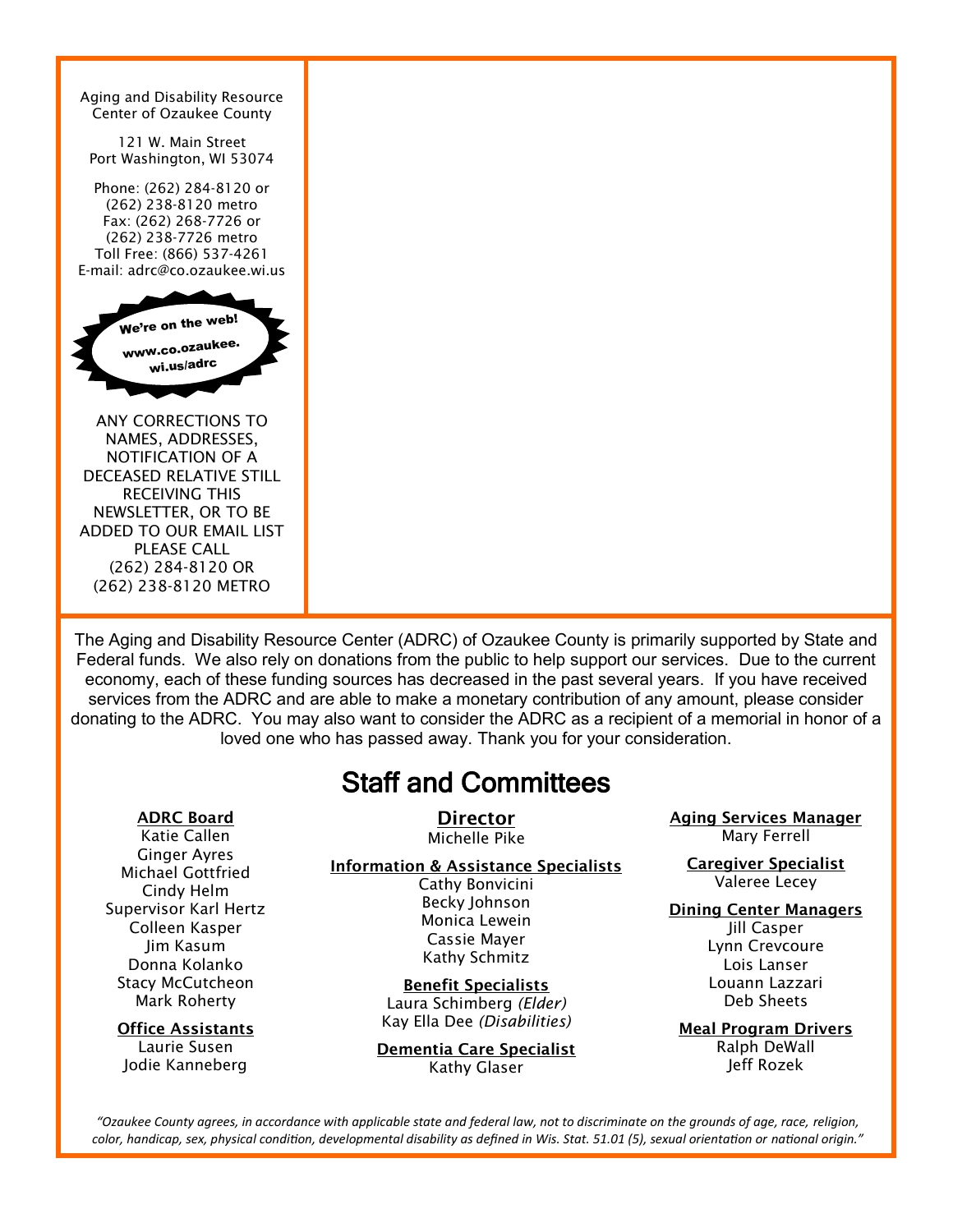Aging and Disability Resource Center of Ozaukee County

121 W. Main Street
Port Washington, WI 53074

Phone: (262) 284-8120 or
(262) 238-8120 metro
Fax: (262) 268-7726 or
(262) 238-7726 metro
Toll Free: (866) 537-4261
E-mail: adrc@co.ozaukee.wi.us

We're on the web!
www.co.ozaukee.wi.us/adrc

ANY CORRECTIONS TO NAMES, ADDRESSES, NOTIFICATION OF A DECEASED RELATIVE STILL RECEIVING THIS NEWSLETTER, OR TO BE ADDED TO OUR EMAIL LIST PLEASE CALL
(262) 284-8120 OR
(262) 238-8120 METRO

The Aging and Disability Resource Center (ADRC) of Ozaukee County is primarily supported by State and Federal funds. We also rely on donations from the public to help support our services. Due to the current economy, each of these funding sources has decreased in the past several years. If you have received services from the ADRC and are able to make a monetary contribution of any amount, please consider donating to the ADRC. You may also want to consider the ADRC as a recipient of a memorial in honor of a loved one who has passed away. Thank you for your consideration.

## Staff and Committees

**ADRC Board**
Katie Callen
Ginger Ayres
Michael Gottfried
Cindy Helm
Supervisor Karl Hertz
Colleen Kasper
Jim Kasum
Donna Kolanko
Stacy McCutcheon
Mark Roherty

**Office Assistants**
Laurie Susen
Jodie Kanneberg

**Director**
Michelle Pike

**Information & Assistance Specialists**
Cathy Bonvicini
Becky Johnson
Monica Lewein
Cassie Mayer
Kathy Schmitz

**Benefit Specialists**
Laura Schimberg *(Elder)*
Kay Ella Dee *(Disabilities)*

**Dementia Care Specialist**
Kathy Glaser

**Aging Services Manager**
Mary Ferrell

**Caregiver Specialist**
Valeree Lecey

**Dining Center Managers**
Jill Casper
Lynn Crevcoure
Lois Lanser
Louann Lazzari
Deb Sheets

**Meal Program Drivers**
Ralph DeWall
Jeff Rozek

*"Ozaukee County agrees, in accordance with applicable state and federal law, not to discriminate on the grounds of age, race, religion, color, handicap, sex, physical condition, developmental disability as defined in Wis. Stat. 51.01 (5), sexual orientation or national origin."*